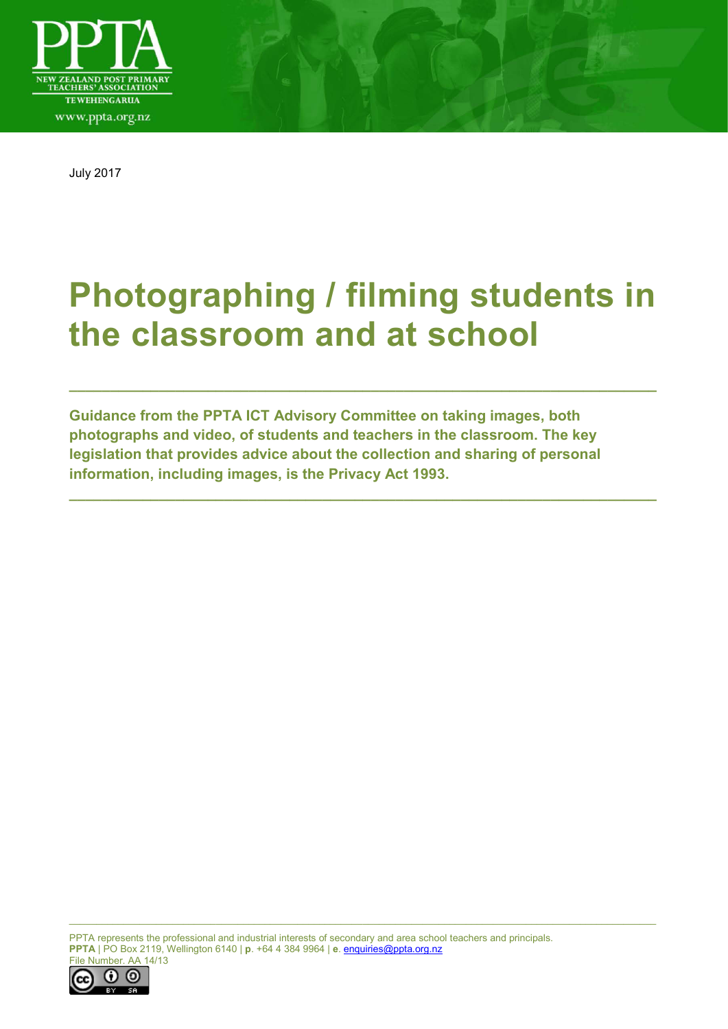July 2017

# Photographing / filming students in the classroom and at school

---

**Guidance from the PPTA ICT Advisory Committee on taking images, both photographs and video, of students and teachers in the classroom. The key legislation that provides advice about the collection and sharing of personal information, including images, is the Privacy Act 1993.**

---

PPTA represents the professional and industrial interests of secondary and area school teachers and principals.
**PPTA** | PO Box 2119, Wellington 6140 | **p**. +64 4 384 9964 | **e**. enquiries@ppta.org.nz
File Number. AA 14/13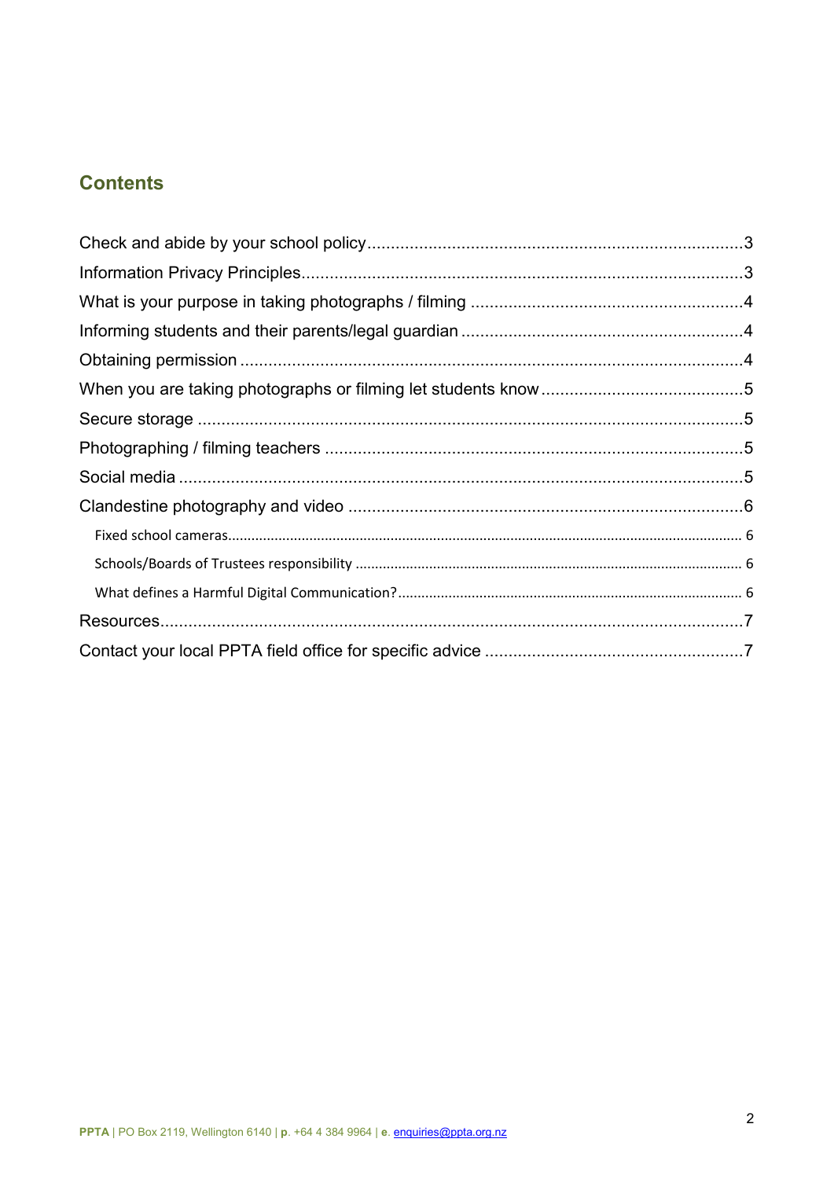## Contents

- Check and abide by your school policy ... 3
- Information Privacy Principles ... 3
- What is your purpose in taking photographs / filming ... 4
- Informing students and their parents/legal guardian ... 4
- Obtaining permission ... 4
- When you are taking photographs or filming let students know ... 5
- Secure storage ... 5
- Photographing / filming teachers ... 5
- Social media ... 5
- Clandestine photography and video ... 6
  - Fixed school cameras ... 6
  - Schools/Boards of Trustees responsibility ... 6
  - What defines a Harmful Digital Communication? ... 6
- Resources ... 7
- Contact your local PPTA field office for specific advice ... 7

**PPTA** | PO Box 2119, Wellington 6140 | **p**. +64 4 384 9964 | **e**. enquiries@ppta.org.nz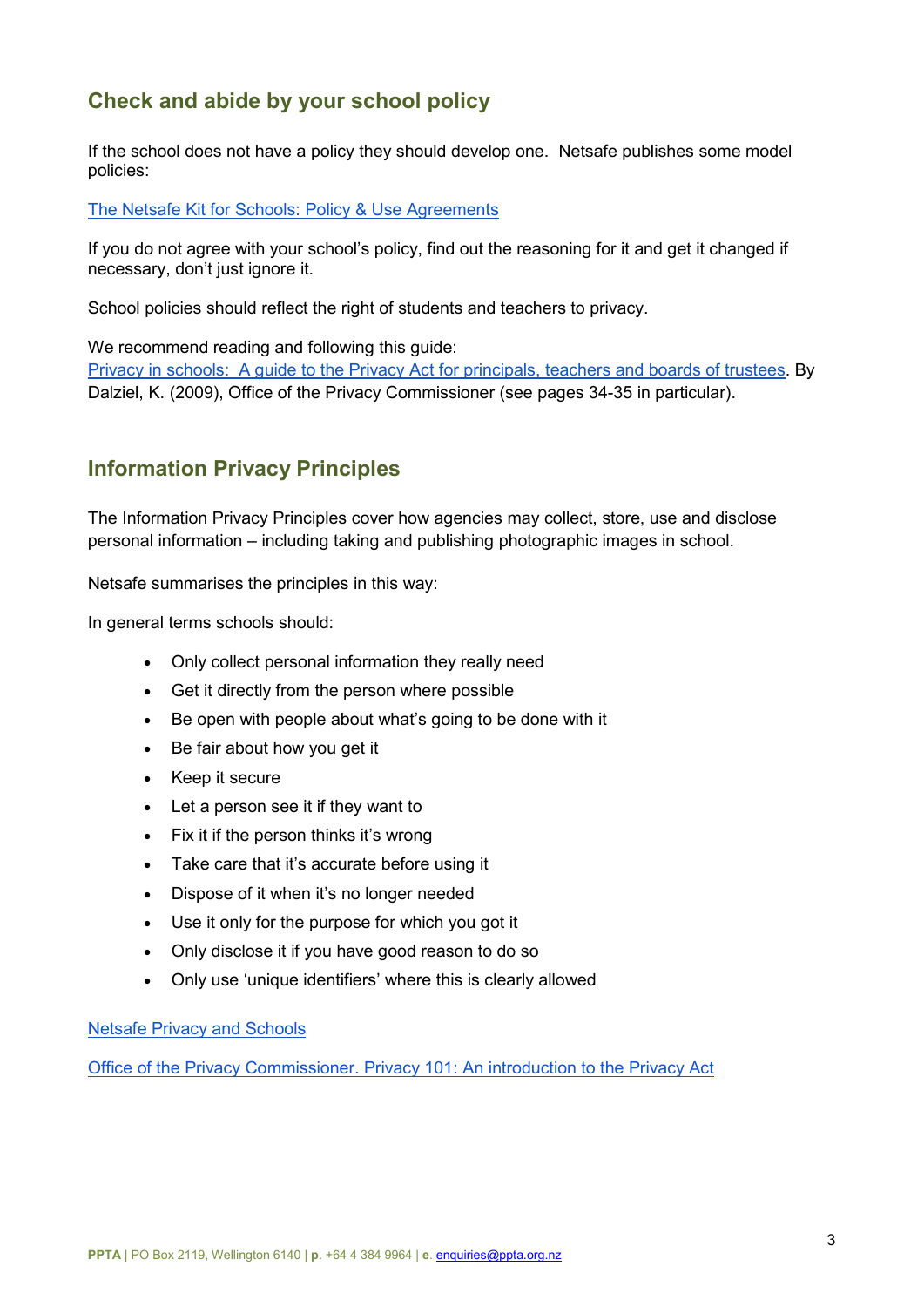## Check and abide by your school policy

If the school does not have a policy they should develop one. Netsafe publishes some model policies:

[The Netsafe Kit for Schools: Policy & Use Agreements]()

If you do not agree with your school's policy, find out the reasoning for it and get it changed if necessary, don't just ignore it.

School policies should reflect the right of students and teachers to privacy.

We recommend reading and following this guide:
[Privacy in schools: A guide to the Privacy Act for principals, teachers and boards of trustees](). By Dalziel, K. (2009), Office of the Privacy Commissioner (see pages 34-35 in particular).

## Information Privacy Principles

The Information Privacy Principles cover how agencies may collect, store, use and disclose personal information – including taking and publishing photographic images in school.

Netsafe summarises the principles in this way:

In general terms schools should:

- Only collect personal information they really need
- Get it directly from the person where possible
- Be open with people about what's going to be done with it
- Be fair about how you get it
- Keep it secure
- Let a person see it if they want to
- Fix it if the person thinks it's wrong
- Take care that it's accurate before using it
- Dispose of it when it's no longer needed
- Use it only for the purpose for which you got it
- Only disclose it if you have good reason to do so
- Only use 'unique identifiers' where this is clearly allowed

[Netsafe Privacy and Schools]()

[Office of the Privacy Commissioner. Privacy 101: An introduction to the Privacy Act]()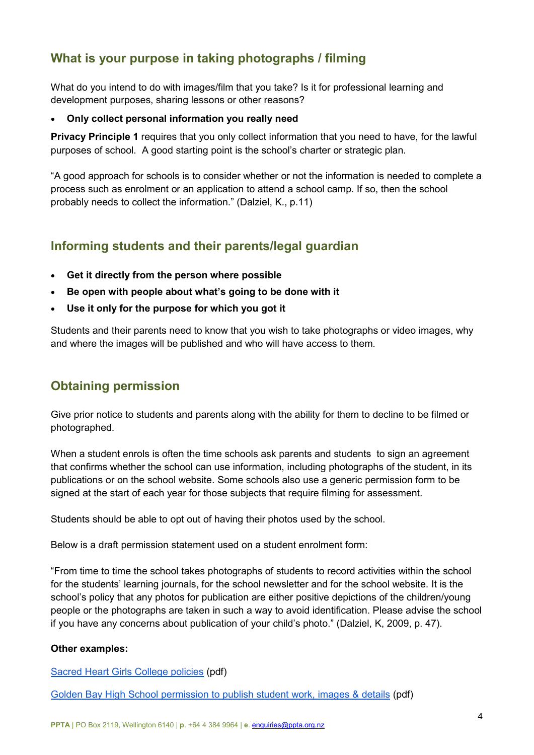## What is your purpose in taking photographs / filming

What do you intend to do with images/film that you take? Is it for professional learning and development purposes, sharing lessons or other reasons?

- **Only collect personal information you really need**

**Privacy Principle 1** requires that you only collect information that you need to have, for the lawful purposes of school. A good starting point is the school's charter or strategic plan.

"A good approach for schools is to consider whether or not the information is needed to complete a process such as enrolment or an application to attend a school camp. If so, then the school probably needs to collect the information." (Dalziel, K., p.11)

## Informing students and their parents/legal guardian

- **Get it directly from the person where possible**
- **Be open with people about what's going to be done with it**
- **Use it only for the purpose for which you got it**

Students and their parents need to know that you wish to take photographs or video images, why and where the images will be published and who will have access to them.

## Obtaining permission

Give prior notice to students and parents along with the ability for them to decline to be filmed or photographed.

When a student enrols is often the time schools ask parents and students to sign an agreement that confirms whether the school can use information, including photographs of the student, in its publications or on the school website. Some schools also use a generic permission form to be signed at the start of each year for those subjects that require filming for assessment.

Students should be able to opt out of having their photos used by the school.

Below is a draft permission statement used on a student enrolment form:

"From time to time the school takes photographs of students to record activities within the school for the students' learning journals, for the school newsletter and for the school website. It is the school's policy that any photos for publication are either positive depictions of the children/young people or the photographs are taken in such a way to avoid identification. Please advise the school if you have any concerns about publication of your child's photo." (Dalziel, K, 2009, p. 47).

**Other examples:**

Sacred Heart Girls College policies (pdf)

Golden Bay High School permission to publish student work, images & details (pdf)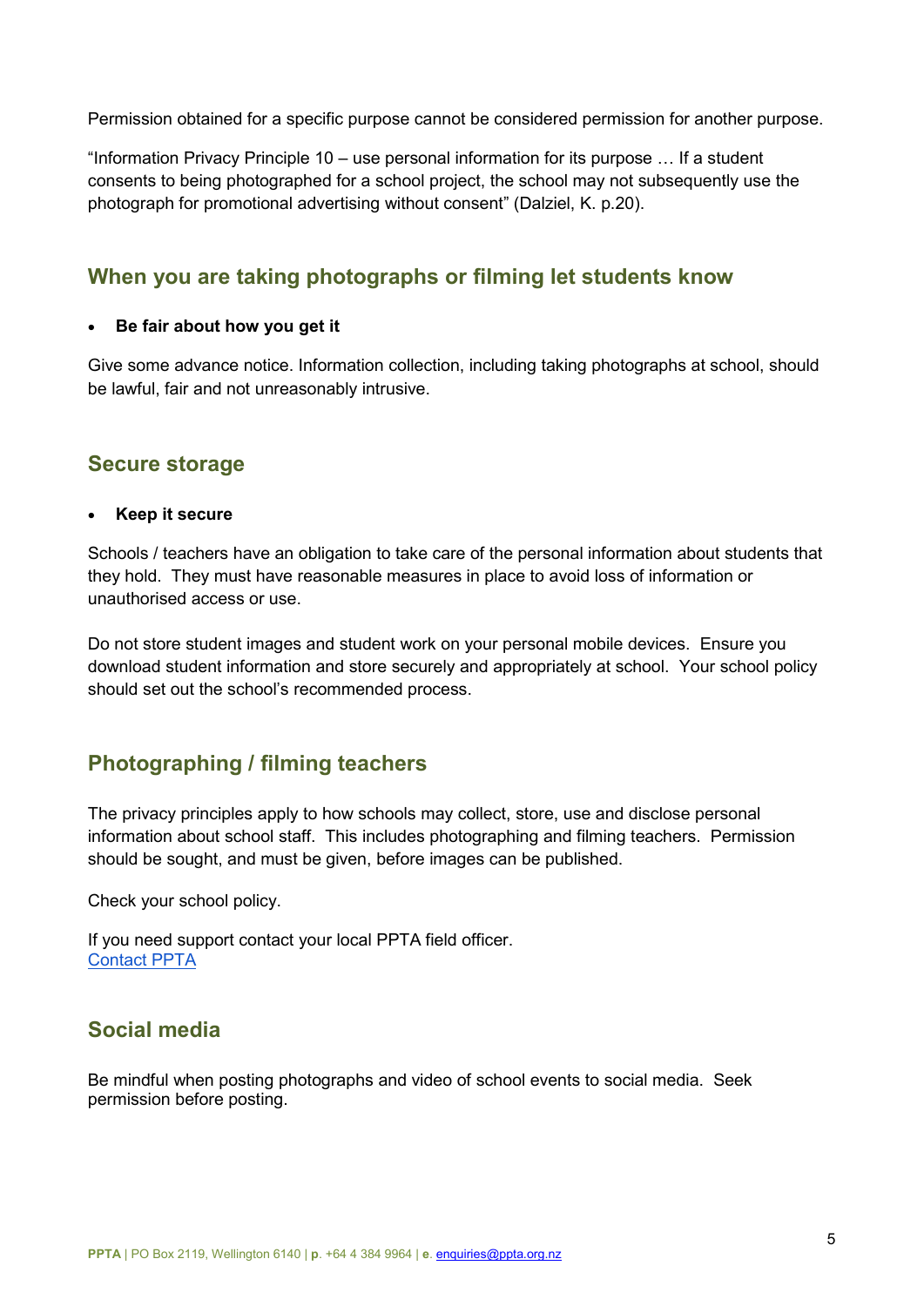Permission obtained for a specific purpose cannot be considered permission for another purpose.

"Information Privacy Principle 10 – use personal information for its purpose … If a student consents to being photographed for a school project, the school may not subsequently use the photograph for promotional advertising without consent" (Dalziel, K. p.20).

## When you are taking photographs or filming let students know

- **Be fair about how you get it**

Give some advance notice. Information collection, including taking photographs at school, should be lawful, fair and not unreasonably intrusive.

## Secure storage

- **Keep it secure**

Schools / teachers have an obligation to take care of the personal information about students that they hold. They must have reasonable measures in place to avoid loss of information or unauthorised access or use.

Do not store student images and student work on your personal mobile devices. Ensure you download student information and store securely and appropriately at school. Your school policy should set out the school's recommended process.

## Photographing / filming teachers

The privacy principles apply to how schools may collect, store, use and disclose personal information about school staff. This includes photographing and filming teachers. Permission should be sought, and must be given, before images can be published.

Check your school policy.

If you need support contact your local PPTA field officer.
Contact PPTA

## Social media

Be mindful when posting photographs and video of school events to social media. Seek permission before posting.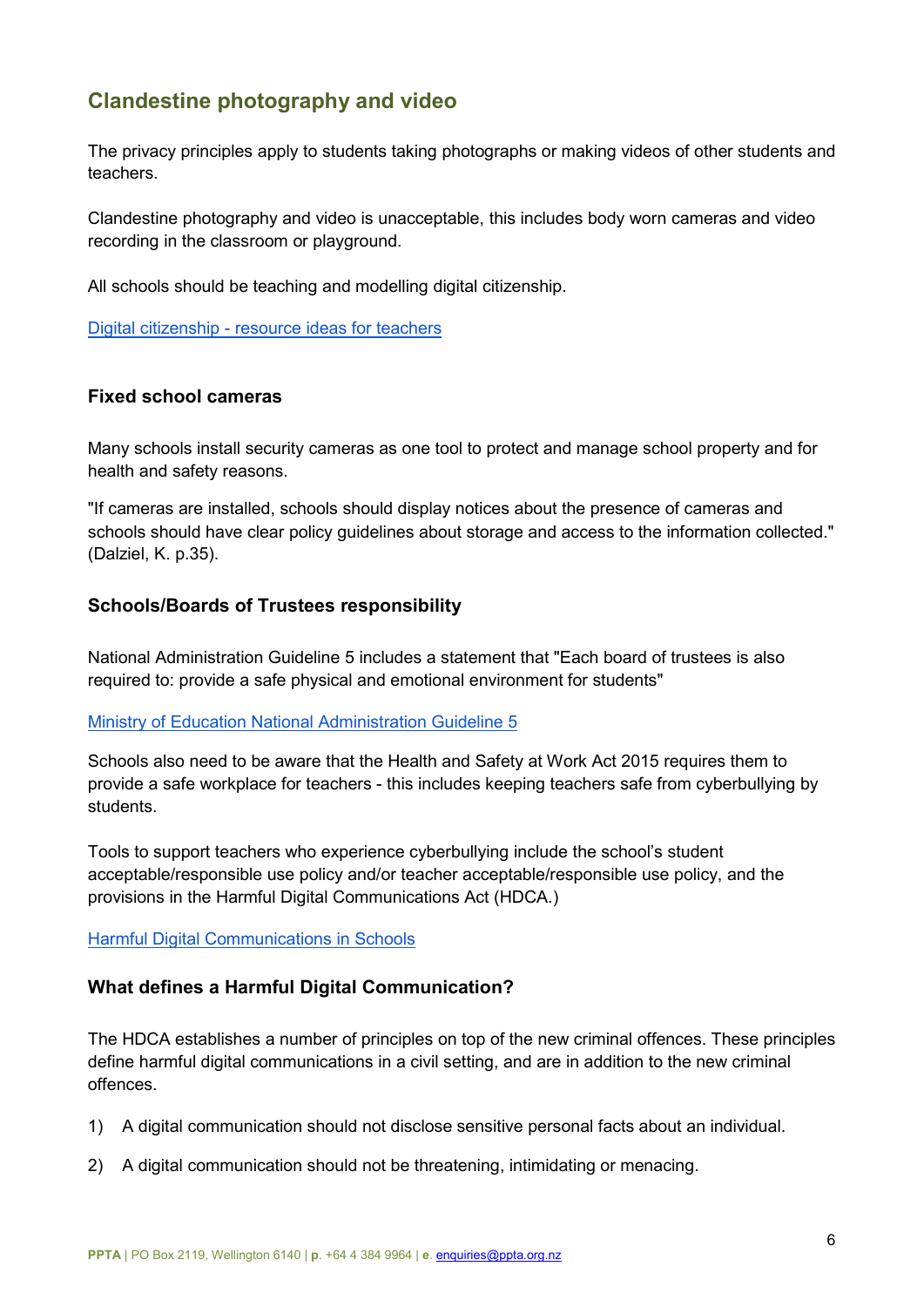## Clandestine photography and video

The privacy principles apply to students taking photographs or making videos of other students and teachers.

Clandestine photography and video is unacceptable, this includes body worn cameras and video recording in the classroom or playground.

All schools should be teaching and modelling digital citizenship.

[Digital citizenship - resource ideas for teachers]

### Fixed school cameras

Many schools install security cameras as one tool to protect and manage school property and for health and safety reasons.

"If cameras are installed, schools should display notices about the presence of cameras and schools should have clear policy guidelines about storage and access to the information collected." (Dalziel, K. p.35).

### Schools/Boards of Trustees responsibility

National Administration Guideline 5 includes a statement that "Each board of trustees is also required to: provide a safe physical and emotional environment for students"

[Ministry of Education National Administration Guideline 5]

Schools also need to be aware that the Health and Safety at Work Act 2015 requires them to provide a safe workplace for teachers - this includes keeping teachers safe from cyberbullying by students.

Tools to support teachers who experience cyberbullying include the school's student acceptable/responsible use policy and/or teacher acceptable/responsible use policy, and the provisions in the Harmful Digital Communications Act (HDCA.)

[Harmful Digital Communications in Schools]

### What defines a Harmful Digital Communication?

The HDCA establishes a number of principles on top of the new criminal offences. These principles define harmful digital communications in a civil setting, and are in addition to the new criminal offences.

1) A digital communication should not disclose sensitive personal facts about an individual.
2) A digital communication should not be threatening, intimidating or menacing.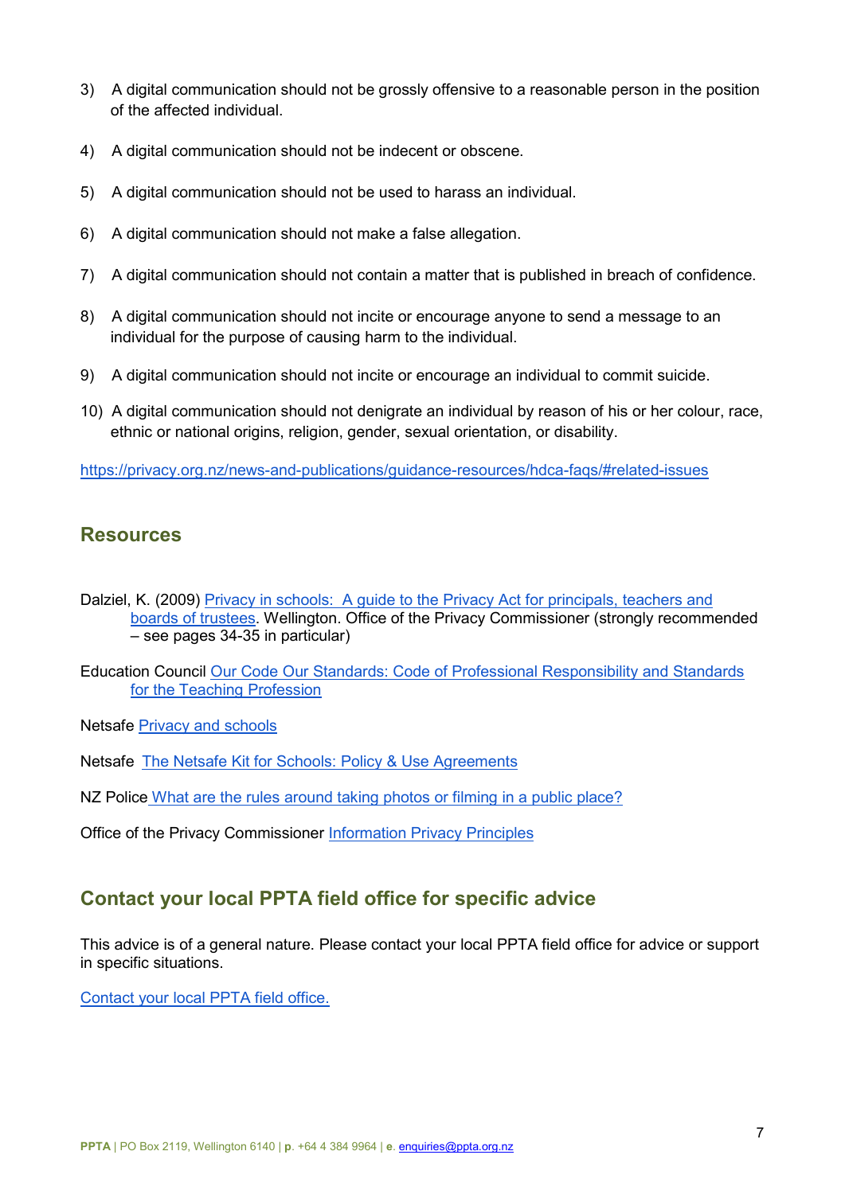3) A digital communication should not be grossly offensive to a reasonable person in the position of the affected individual.

4) A digital communication should not be indecent or obscene.

5) A digital communication should not be used to harass an individual.

6) A digital communication should not make a false allegation.

7) A digital communication should not contain a matter that is published in breach of confidence.

8) A digital communication should not incite or encourage anyone to send a message to an individual for the purpose of causing harm to the individual.

9) A digital communication should not incite or encourage an individual to commit suicide.

10) A digital communication should not denigrate an individual by reason of his or her colour, race, ethnic or national origins, religion, gender, sexual orientation, or disability.

https://privacy.org.nz/news-and-publications/guidance-resources/hdca-faqs/#related-issues

## Resources

Dalziel, K. (2009) Privacy in schools: A guide to the Privacy Act for principals, teachers and boards of trustees. Wellington. Office of the Privacy Commissioner (strongly recommended – see pages 34-35 in particular)

Education Council Our Code Our Standards: Code of Professional Responsibility and Standards for the Teaching Profession

Netsafe Privacy and schools

Netsafe The Netsafe Kit for Schools: Policy & Use Agreements

NZ Police What are the rules around taking photos or filming in a public place?

Office of the Privacy Commissioner Information Privacy Principles

## Contact your local PPTA field office for specific advice

This advice is of a general nature. Please contact your local PPTA field office for advice or support in specific situations.

Contact your local PPTA field office.